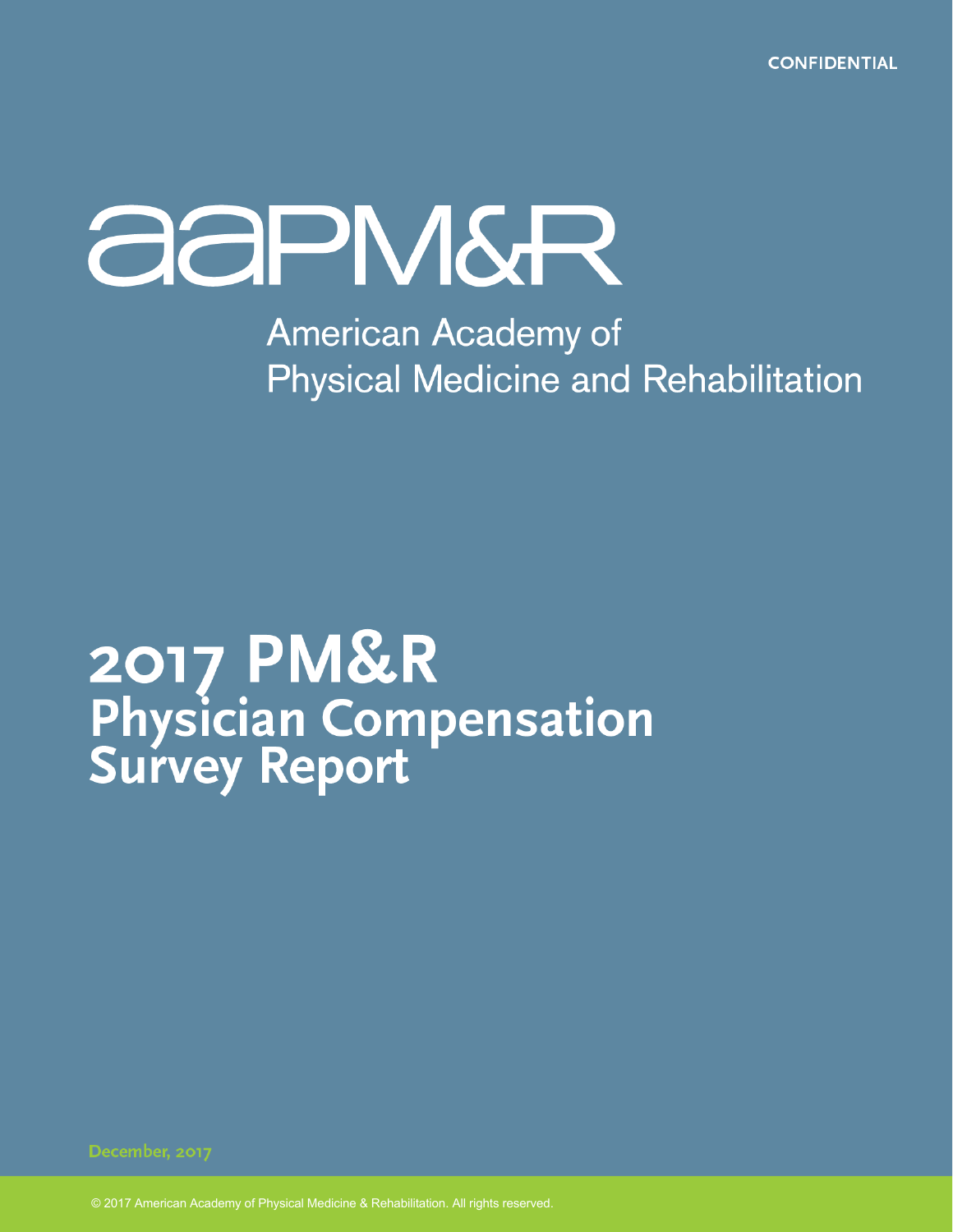CONFIDENTIAL

# aaPM&R

American Academy of Physical Medicine and Rehabilitation

# 2017 PM&R Physician Compensation Survey Report

December, 2017

© 2017 American Academy of Physical Medicine & Rehabilitation. All rights reserved.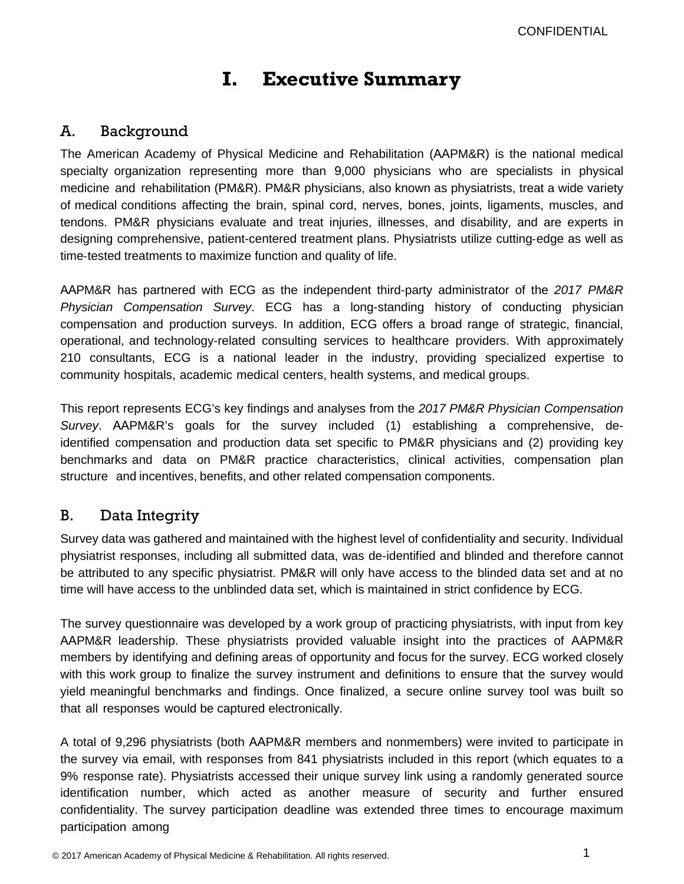# I. Executive Summary

## A. Background

The American Academy of Physical Medicine and Rehabilitation (AAPM&R) is the national medical specialty organization representing more than 9,000 physicians who are specialists in physical medicine and rehabilitation (PM&R). PM&R physicians, also known as physiatrists, treat a wide variety of medical conditions affecting the brain, spinal cord, nerves, bones, joints, ligaments, muscles, and tendons. PM&R physicians evaluate and treat injuries, illnesses, and disability, and are experts in designing comprehensive, patient-centered treatment plans. Physiatrists utilize cutting-edge as well as time-tested treatments to maximize function and quality of life.

AAPM&R has partnered with ECG as the independent third-party administrator of the *2017 PM&R Physician Compensation Survey*. ECG has a long-standing history of conducting physician compensation and production surveys. In addition, ECG offers a broad range of strategic, financial, operational, and technology-related consulting services to healthcare providers. With approximately 210 consultants, ECG is a national leader in the industry, providing specialized expertise to community hospitals, academic medical centers, health systems, and medical groups.

This report represents ECG's key findings and analyses from the *2017 PM&R Physician Compensation Survey*. AAPM&R's goals for the survey included (1) establishing a comprehensive, de-identified compensation and production data set specific to PM&R physicians and (2) providing key benchmarks and data on PM&R practice characteristics, clinical activities, compensation plan structure and incentives, benefits, and other related compensation components.

## B. Data Integrity

Survey data was gathered and maintained with the highest level of confidentiality and security. Individual physiatrist responses, including all submitted data, was de-identified and blinded and therefore cannot be attributed to any specific physiatrist. PM&R will only have access to the blinded data set and at no time will have access to the unblinded data set, which is maintained in strict confidence by ECG.

The survey questionnaire was developed by a work group of practicing physiatrists, with input from key AAPM&R leadership. These physiatrists provided valuable insight into the practices of AAPM&R members by identifying and defining areas of opportunity and focus for the survey. ECG worked closely with this work group to finalize the survey instrument and definitions to ensure that the survey would yield meaningful benchmarks and findings. Once finalized, a secure online survey tool was built so that all responses would be captured electronically.

A total of 9,296 physiatrists (both AAPM&R members and nonmembers) were invited to participate in the survey via email, with responses from 841 physiatrists included in this report (which equates to a 9% response rate). Physiatrists accessed their unique survey link using a randomly generated source identification number, which acted as another measure of security and further ensured confidentiality. The survey participation deadline was extended three times to encourage maximum participation among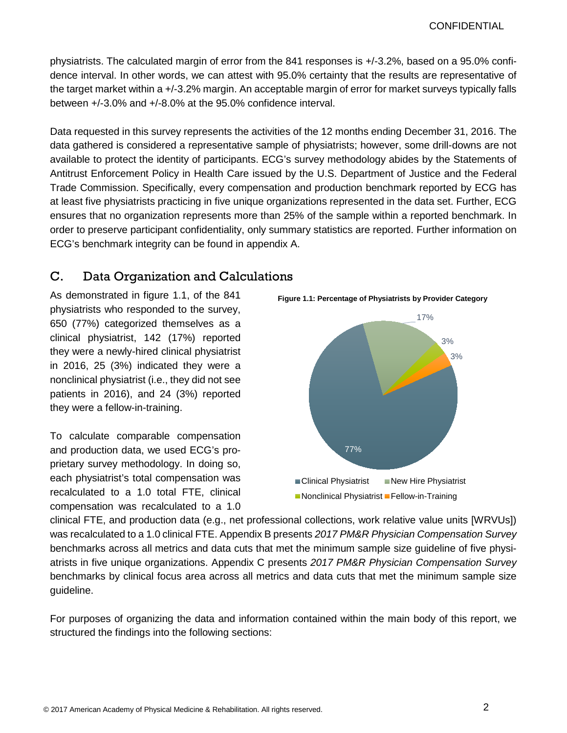physiatrists. The calculated margin of error from the 841 responses is +/-3.2%, based on a 95.0% confidence interval. In other words, we can attest with 95.0% certainty that the results are representative of the target market within a +/-3.2% margin. An acceptable margin of error for market surveys typically falls between +/-3.0% and +/-8.0% at the 95.0% confidence interval.

Data requested in this survey represents the activities of the 12 months ending December 31, 2016. The data gathered is considered a representative sample of physiatrists; however, some drill-downs are not available to protect the identity of participants. ECG's survey methodology abides by the Statements of Antitrust Enforcement Policy in Health Care issued by the U.S. Department of Justice and the Federal Trade Commission. Specifically, every compensation and production benchmark reported by ECG has at least five physiatrists practicing in five unique organizations represented in the data set. Further, ECG ensures that no organization represents more than 25% of the sample within a reported benchmark. In order to preserve participant confidentiality, only summary statistics are reported. Further information on ECG's benchmark integrity can be found in appendix A.

## C. Data Organization and Calculations

As demonstrated in figure 1.1, of the 841 physiatrists who responded to the survey, 650 (77%) categorized themselves as a clinical physiatrist, 142 (17%) reported they were a newly-hired clinical physiatrist in 2016, 25 (3%) indicated they were a nonclinical physiatrist (i.e., they did not see patients in 2016), and 24 (3%) reported they were a fellow-in-training.

**Figure 1.1: Percentage of Physiatrists by Provider Category**

| Provider Category | Percentage |
|---|---|
| Clinical Physiatrist | 77% |
| New Hire Physiatrist | 17% |
| Nonclinical Physiatrist | 3% |
| Fellow-in-Training | 3% |

To calculate comparable compensation and production data, we used ECG's proprietary survey methodology. In doing so, each physiatrist's total compensation was recalculated to a 1.0 total FTE, clinical compensation was recalculated to a 1.0 clinical FTE, and production data (e.g., net professional collections, work relative value units [WRVUs]) was recalculated to a 1.0 clinical FTE. Appendix B presents *2017 PM&R Physician Compensation Survey* benchmarks across all metrics and data cuts that met the minimum sample size guideline of five physiatrists in five unique organizations. Appendix C presents *2017 PM&R Physician Compensation Survey* benchmarks by clinical focus area across all metrics and data cuts that met the minimum sample size guideline.

For purposes of organizing the data and information contained within the main body of this report, we structured the findings into the following sections: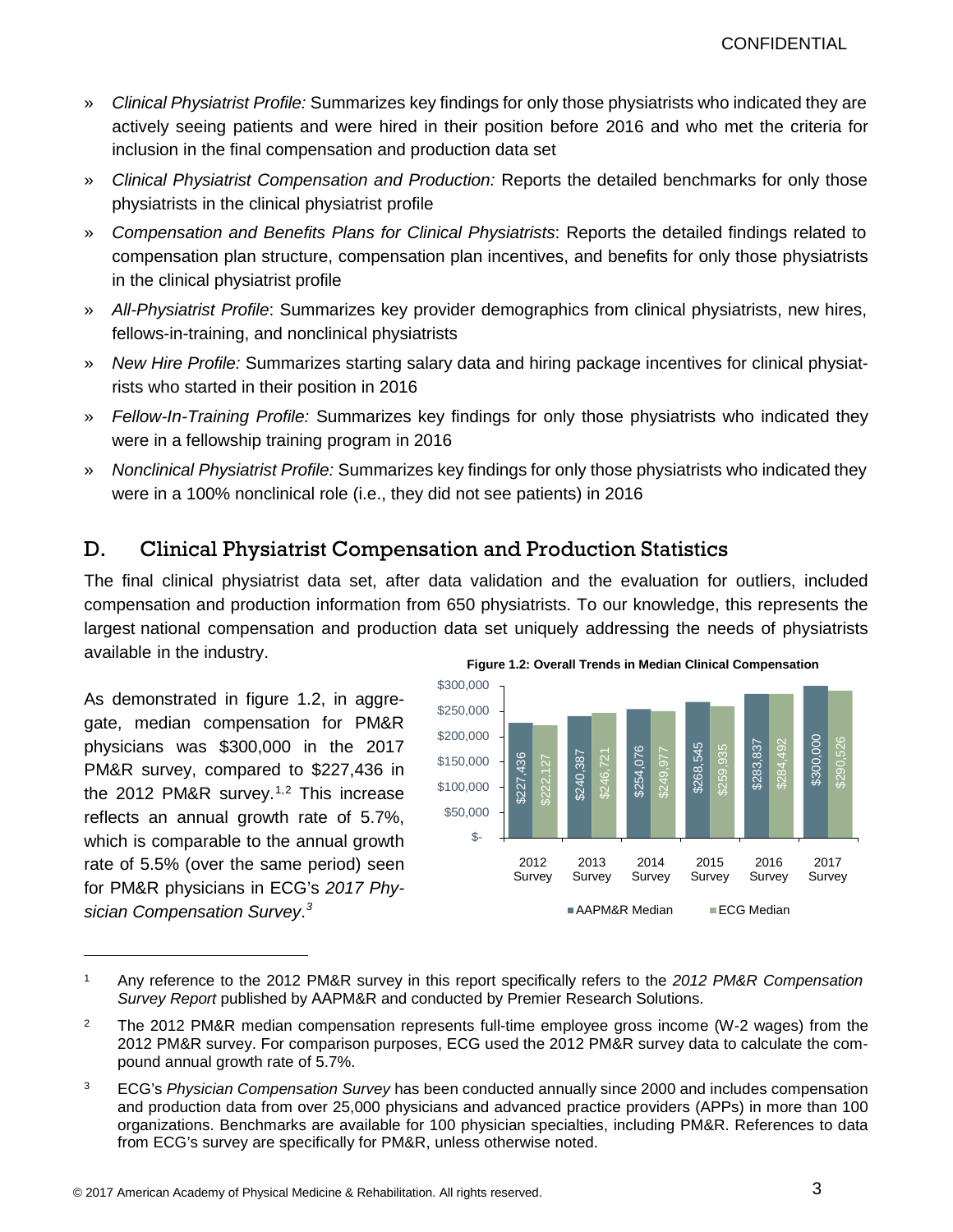- » *Clinical Physiatrist Profile:* Summarizes key findings for only those physiatrists who indicated they are actively seeing patients and were hired in their position before 2016 and who met the criteria for inclusion in the final compensation and production data set
- » *Clinical Physiatrist Compensation and Production:* Reports the detailed benchmarks for only those physiatrists in the clinical physiatrist profile
- » *Compensation and Benefits Plans for Clinical Physiatrists*: Reports the detailed findings related to compensation plan structure, compensation plan incentives, and benefits for only those physiatrists in the clinical physiatrist profile
- » *All-Physiatrist Profile*: Summarizes key provider demographics from clinical physiatrists, new hires, fellows-in-training, and nonclinical physiatrists
- » *New Hire Profile:* Summarizes starting salary data and hiring package incentives for clinical physiatrists who started in their position in 2016
- » *Fellow-In-Training Profile:* Summarizes key findings for only those physiatrists who indicated they were in a fellowship training program in 2016
- » *Nonclinical Physiatrist Profile:* Summarizes key findings for only those physiatrists who indicated they were in a 100% nonclinical role (i.e., they did not see patients) in 2016

## D. Clinical Physiatrist Compensation and Production Statistics

The final clinical physiatrist data set, after data validation and the evaluation for outliers, included compensation and production information from 650 physiatrists. To our knowledge, this represents the largest national compensation and production data set uniquely addressing the needs of physiatrists available in the industry.

As demonstrated in figure 1.2, in aggregate, median compensation for PM&R physicians was $300,000 in the 2017 PM&R survey, compared to $227,436 in the 2012 PM&R survey.[1,2] This increase reflects an annual growth rate of 5.7%, which is comparable to the annual growth rate of 5.5% (over the same period) seen for PM&R physicians in ECG's *2017 Physician Compensation Survey*.[3]

**Figure 1.2: Overall Trends in Median Clinical Compensation**

| | 2012 Survey | 2013 Survey | 2014 Survey | 2015 Survey | 2016 Survey | 2017 Survey |
|---|---|---|---|---|---|---|
| AAPM&R Median | $227,436 | $240,387 | $254,076 | $268,545 | $283,837 | $300,000 |
| ECG Median | $222,127 | $246,721 | $249,977 | $259,935 | $284,492 | $290,526 |

---

[1] Any reference to the 2012 PM&R survey in this report specifically refers to the *2012 PM&R Compensation Survey Report* published by AAPM&R and conducted by Premier Research Solutions.

[2] The 2012 PM&R median compensation represents full-time employee gross income (W-2 wages) from the 2012 PM&R survey. For comparison purposes, ECG used the 2012 PM&R survey data to calculate the compound annual growth rate of 5.7%.

[3] ECG's *Physician Compensation Survey* has been conducted annually since 2000 and includes compensation and production data from over 25,000 physicians and advanced practice providers (APPs) in more than 100 organizations. Benchmarks are available for 100 physician specialties, including PM&R. References to data from ECG's survey are specifically for PM&R, unless otherwise noted.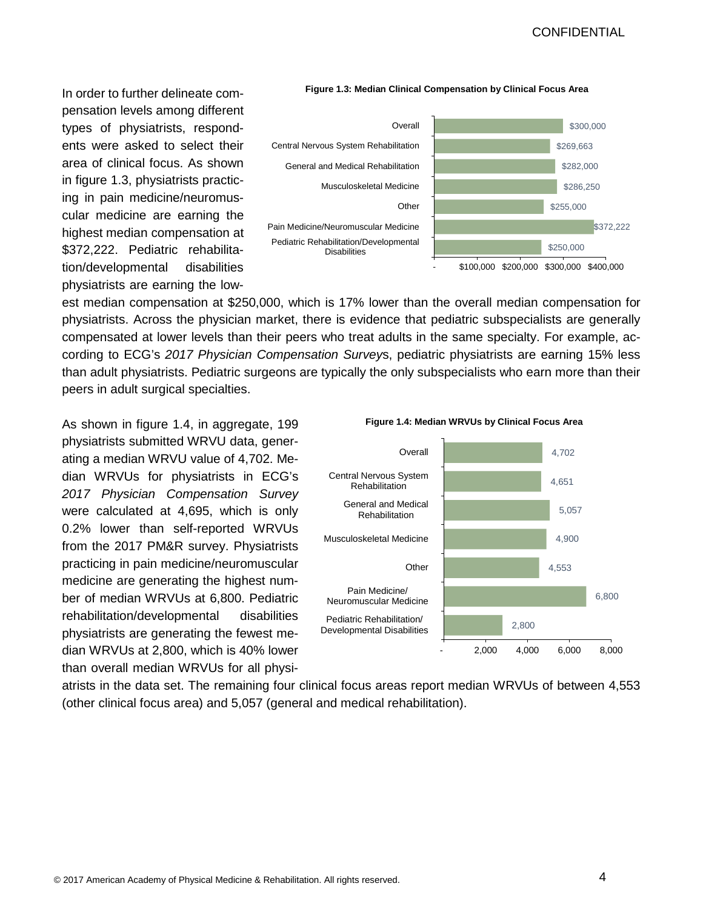In order to further delineate compensation levels among different types of physiatrists, respondents were asked to select their area of clinical focus. As shown in figure 1.3, physiatrists practicing in pain medicine/neuromuscular medicine are earning the highest median compensation at $372,222. Pediatric rehabilitation/developmental disabilities physiatrists are earning the lowest median compensation at $250,000, which is 17% lower than the overall median compensation for physiatrists. Across the physician market, there is evidence that pediatric subspecialists are generally compensated at lower levels than their peers who treat adults in the same specialty. For example, according to ECG's *2017 Physician Compensation Survey*s, pediatric physiatrists are earning 15% less than adult physiatrists. Pediatric surgeons are typically the only subspecialists who earn more than their peers in adult surgical specialties.

**Figure 1.3: Median Clinical Compensation by Clinical Focus Area**

| Clinical Focus Area | Median Clinical Compensation |
|---|---|
| Overall | $300,000 |
| Central Nervous System Rehabilitation | $269,663 |
| General and Medical Rehabilitation | $282,000 |
| Musculoskeletal Medicine | $286,250 |
| Other | $255,000 |
| Pain Medicine/Neuromuscular Medicine | $372,222 |
| Pediatric Rehabilitation/Developmental Disabilities | $250,000 |

As shown in figure 1.4, in aggregate, 199 physiatrists submitted WRVU data, generating a median WRVU value of 4,702. Median WRVUs for physiatrists in ECG's *2017 Physician Compensation Survey* were calculated at 4,695, which is only 0.2% lower than self-reported WRVUs from the 2017 PM&R survey. Physiatrists practicing in pain medicine/neuromuscular medicine are generating the highest number of median WRVUs at 6,800. Pediatric rehabilitation/developmental disabilities physiatrists are generating the fewest median WRVUs at 2,800, which is 40% lower than overall median WRVUs for all physiatrists in the data set. The remaining four clinical focus areas report median WRVUs of between 4,553 (other clinical focus area) and 5,057 (general and medical rehabilitation).

**Figure 1.4: Median WRVUs by Clinical Focus Area**

| Clinical Focus Area | Median WRVUs |
|---|---|
| Overall | 4,702 |
| Central Nervous System Rehabilitation | 4,651 |
| General and Medical Rehabilitation | 5,057 |
| Musculoskeletal Medicine | 4,900 |
| Other | 4,553 |
| Pain Medicine/ Neuromuscular Medicine | 6,800 |
| Pediatric Rehabilitation/ Developmental Disabilities | 2,800 |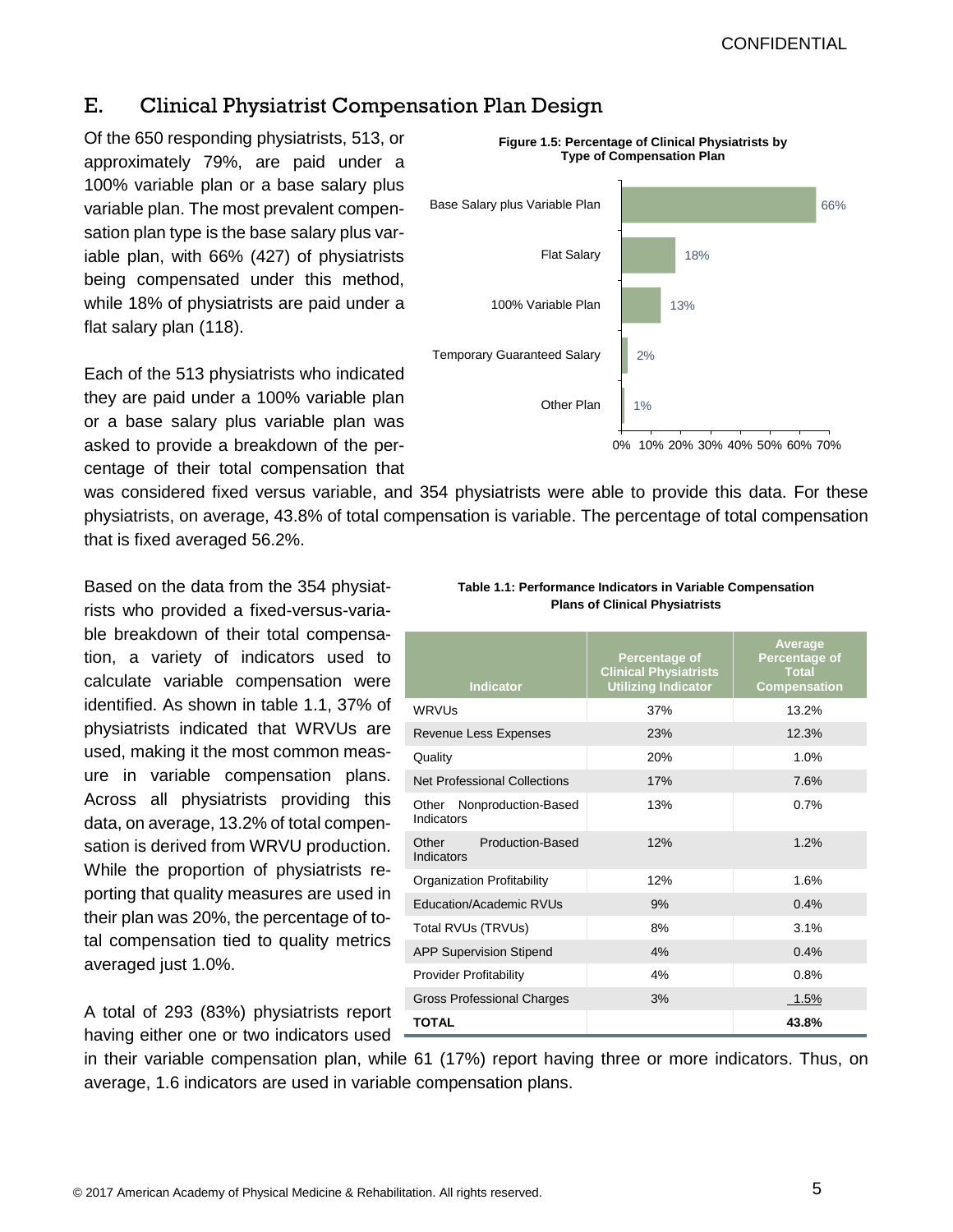## E. Clinical Physiatrist Compensation Plan Design

Of the 650 responding physiatrists, 513, or approximately 79%, are paid under a 100% variable plan or a base salary plus variable plan. The most prevalent compensation plan type is the base salary plus variable plan, with 66% (427) of physiatrists being compensated under this method, while 18% of physiatrists are paid under a flat salary plan (118).

**Figure 1.5: Percentage of Clinical Physiatrists by Type of Compensation Plan**

| Type of Compensation Plan | Percentage |
|---|---|
| Base Salary plus Variable Plan | 66% |
| Flat Salary | 18% |
| 100% Variable Plan | 13% |
| Temporary Guaranteed Salary | 2% |
| Other Plan | 1% |

Each of the 513 physiatrists who indicated they are paid under a 100% variable plan or a base salary plus variable plan was asked to provide a breakdown of the percentage of their total compensation that was considered fixed versus variable, and 354 physiatrists were able to provide this data. For these physiatrists, on average, 43.8% of total compensation is variable. The percentage of total compensation that is fixed averaged 56.2%.

Based on the data from the 354 physiatrists who provided a fixed-versus-variable breakdown of their total compensation, a variety of indicators used to calculate variable compensation were identified. As shown in table 1.1, 37% of physiatrists indicated that WRVUs are used, making it the most common measure in variable compensation plans. Across all physiatrists providing this data, on average, 13.2% of total compensation is derived from WRVU production. While the proportion of physiatrists reporting that quality measures are used in their plan was 20%, the percentage of total compensation tied to quality metrics averaged just 1.0%.

**Table 1.1: Performance Indicators in Variable Compensation Plans of Clinical Physiatrists**

| Indicator | Percentage of Clinical Physiatrists Utilizing Indicator | Average Percentage of Total Compensation |
|---|---|---|
| WRVUs | 37% | 13.2% |
| Revenue Less Expenses | 23% | 12.3% |
| Quality | 20% | 1.0% |
| Net Professional Collections | 17% | 7.6% |
| Other Nonproduction-Based Indicators | 13% | 0.7% |
| Other Production-Based Indicators | 12% | 1.2% |
| Organization Profitability | 12% | 1.6% |
| Education/Academic RVUs | 9% | 0.4% |
| Total RVUs (TRVUs) | 8% | 3.1% |
| APP Supervision Stipend | 4% | 0.4% |
| Provider Profitability | 4% | 0.8% |
| Gross Professional Charges | 3% | 1.5% |
| **TOTAL** | | **43.8%** |

A total of 293 (83%) physiatrists report having either one or two indicators used in their variable compensation plan, while 61 (17%) report having three or more indicators. Thus, on average, 1.6 indicators are used in variable compensation plans.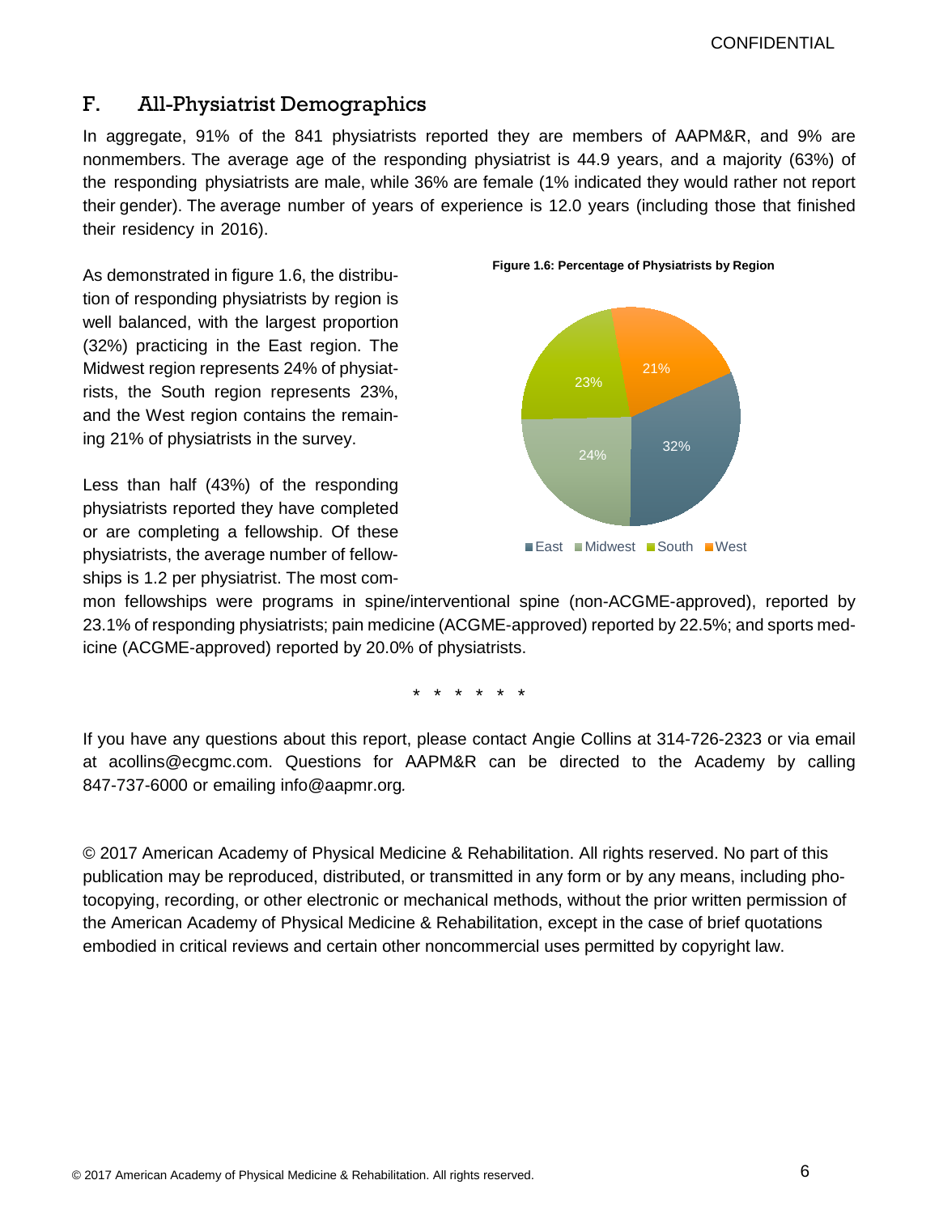## F. All-Physiatrist Demographics

In aggregate, 91% of the 841 physiatrists reported they are members of AAPM&R, and 9% are nonmembers. The average age of the responding physiatrist is 44.9 years, and a majority (63%) of the responding physiatrists are male, while 36% are female (1% indicated they would rather not report their gender). The average number of years of experience is 12.0 years (including those that finished their residency in 2016).

As demonstrated in figure 1.6, the distribution of responding physiatrists by region is well balanced, with the largest proportion (32%) practicing in the East region. The Midwest region represents 24% of physiatrists, the South region represents 23%, and the West region contains the remaining 21% of physiatrists in the survey.

**Figure 1.6: Percentage of Physiatrists by Region**

| Region | Percentage |
|---|---|
| East | 32% |
| Midwest | 24% |
| South | 23% |
| West | 21% |

Less than half (43%) of the responding physiatrists reported they have completed or are completing a fellowship. Of these physiatrists, the average number of fellowships is 1.2 per physiatrist. The most common fellowships were programs in spine/interventional spine (non-ACGME-approved), reported by 23.1% of responding physiatrists; pain medicine (ACGME-approved) reported by 22.5%; and sports medicine (ACGME-approved) reported by 20.0% of physiatrists.

\* \* \* \* \* \*

If you have any questions about this report, please contact Angie Collins at 314-726-2323 or via email at acollins@ecgmc.com. Questions for AAPM&R can be directed to the Academy by calling 847-737-6000 or emailing info@aapmr.org.

© 2017 American Academy of Physical Medicine & Rehabilitation. All rights reserved. No part of this publication may be reproduced, distributed, or transmitted in any form or by any means, including photocopying, recording, or other electronic or mechanical methods, without the prior written permission of the American Academy of Physical Medicine & Rehabilitation, except in the case of brief quotations embodied in critical reviews and certain other noncommercial uses permitted by copyright law.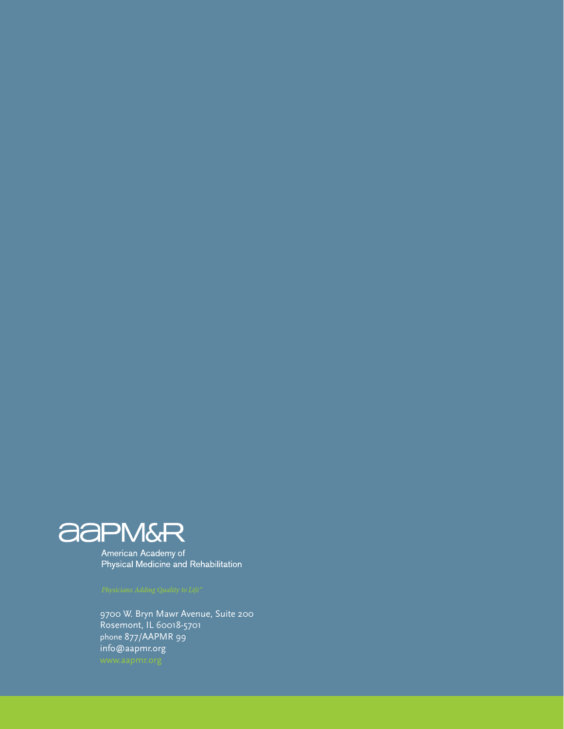aaPM&R

American Academy of
Physical Medicine and Rehabilitation

*Physicians Adding Quality to Life*™

9700 W. Bryn Mawr Avenue, Suite 200
Rosemont, IL 60018-5701
phone 877/AAPMR 99
info@aapmr.org
www.aapmr.org